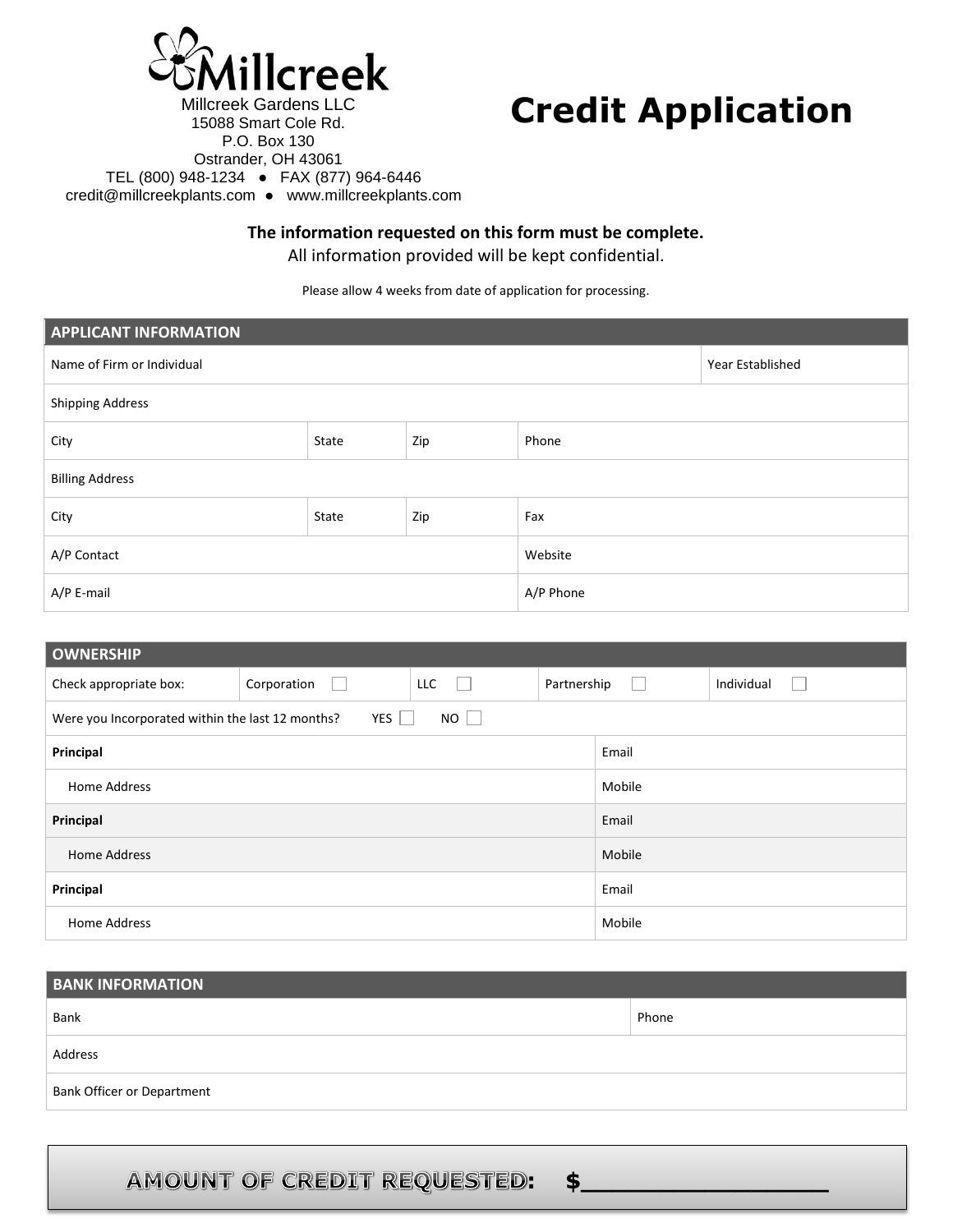Millcreek

Millcreek Gardens LLC
15088 Smart Cole Rd.
P.O. Box 130
Ostrander, OH 43061
TEL (800) 948-1234 ● FAX (877) 964-6446
credit@millcreekplants.com ● www.millcreekplants.com

# Credit Application

**The information requested on this form must be complete.**
All information provided will be kept confidential.

Please allow 4 weeks from date of application for processing.

| APPLICANT INFORMATION | | | |
|---|---|---|---|
| Name of Firm or Individual | | | Year Established |
| Shipping Address | | | |
| City | State | Zip | Phone |
| Billing Address | | | |
| City | State | Zip | Fax |
| A/P Contact | | | Website |
| A/P E-mail | | | A/P Phone |

| OWNERSHIP | | | | |
|---|---|---|---|---|
| Check appropriate box: | Corporation ☐ | LLC ☐ | Partnership ☐ | Individual ☐ |
| Were you Incorporated within the last 12 months? YES ☐ NO ☐ | | | | |
| **Principal** | | | Email | |
| Home Address | | | Mobile | |
| **Principal** | | | Email | |
| Home Address | | | Mobile | |
| **Principal** | | | Email | |
| Home Address | | | Mobile | |

| BANK INFORMATION | |
|---|---|
| Bank | Phone |
| Address | |
| Bank Officer or Department | |

**AMOUNT OF CREDIT REQUESTED: $\_\_\_\_\_\_\_\_\_\_\_\_\_\_\_\_**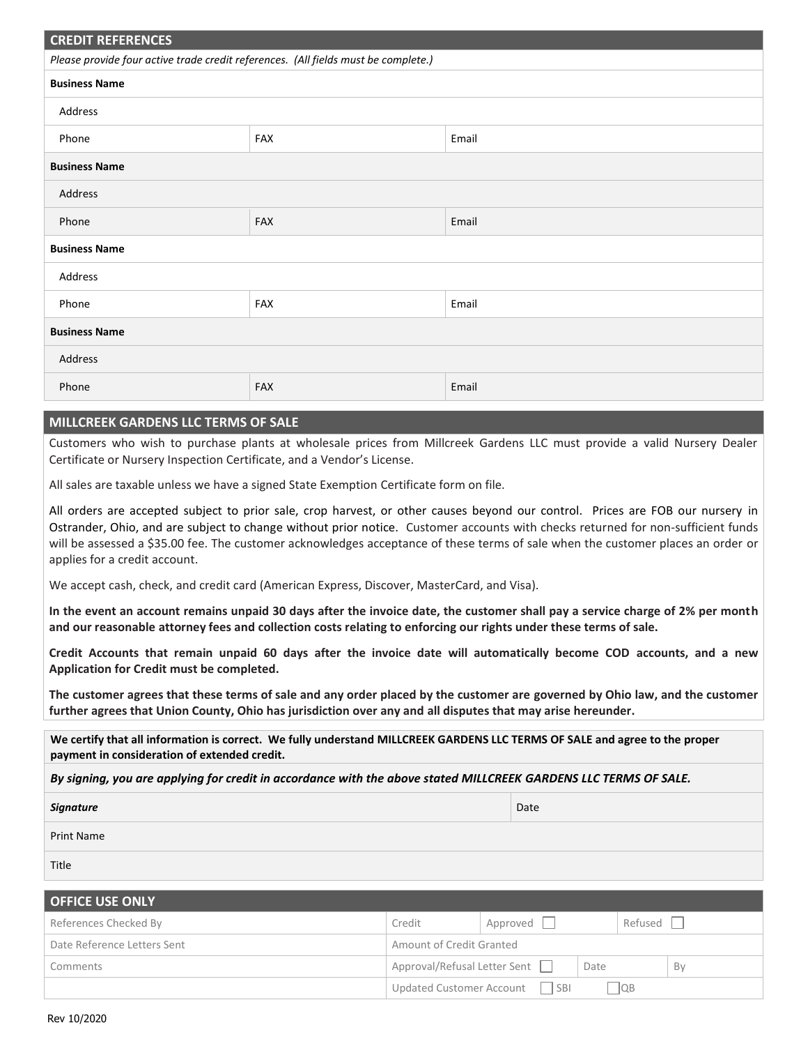## CREDIT REFERENCES

*Please provide four active trade credit references. (All fields must be complete.)*

| | | |
|---|---|---|
| **Business Name** | | |
| Address | | |
| Phone | FAX | Email |
| **Business Name** | | |
| Address | | |
| Phone | FAX | Email |
| **Business Name** | | |
| Address | | |
| Phone | FAX | Email |
| **Business Name** | | |
| Address | | |
| Phone | FAX | Email |

## MILLCREEK GARDENS LLC TERMS OF SALE

Customers who wish to purchase plants at wholesale prices from Millcreek Gardens LLC must provide a valid Nursery Dealer Certificate or Nursery Inspection Certificate, and a Vendor's License.

All sales are taxable unless we have a signed State Exemption Certificate form on file.

All orders are accepted subject to prior sale, crop harvest, or other causes beyond our control. Prices are FOB our nursery in Ostrander, Ohio, and are subject to change without prior notice. Customer accounts with checks returned for non-sufficient funds will be assessed a $35.00 fee. The customer acknowledges acceptance of these terms of sale when the customer places an order or applies for a credit account.

We accept cash, check, and credit card (American Express, Discover, MasterCard, and Visa).

**In the event an account remains unpaid 30 days after the invoice date, the customer shall pay a service charge of 2% per month and our reasonable attorney fees and collection costs relating to enforcing our rights under these terms of sale.**

**Credit Accounts that remain unpaid 60 days after the invoice date will automatically become COD accounts, and a new Application for Credit must be completed.**

**The customer agrees that these terms of sale and any order placed by the customer are governed by Ohio law, and the customer further agrees that Union County, Ohio has jurisdiction over any and all disputes that may arise hereunder.**

**We certify that all information is correct. We fully understand MILLCREEK GARDENS LLC TERMS OF SALE and agree to the proper payment in consideration of extended credit.**

***By signing, you are applying for credit in accordance with the above stated MILLCREEK GARDENS LLC TERMS OF SALE.***

| | |
|---|---|
| ***Signature*** | Date |
| Print Name | |
| Title | |

## OFFICE USE ONLY

| | | | | | |
|---|---|---|---|---|---|
| References Checked By | Credit | Approved ☐ | | Refused ☐ | |
| Date Reference Letters Sent | Amount of Credit Granted | | | | |
| Comments | Approval/Refusal Letter Sent ☐ | | Date | | By |
| | Updated Customer Account ☐ SBI ☐ QB | | | | |

Rev 10/2020